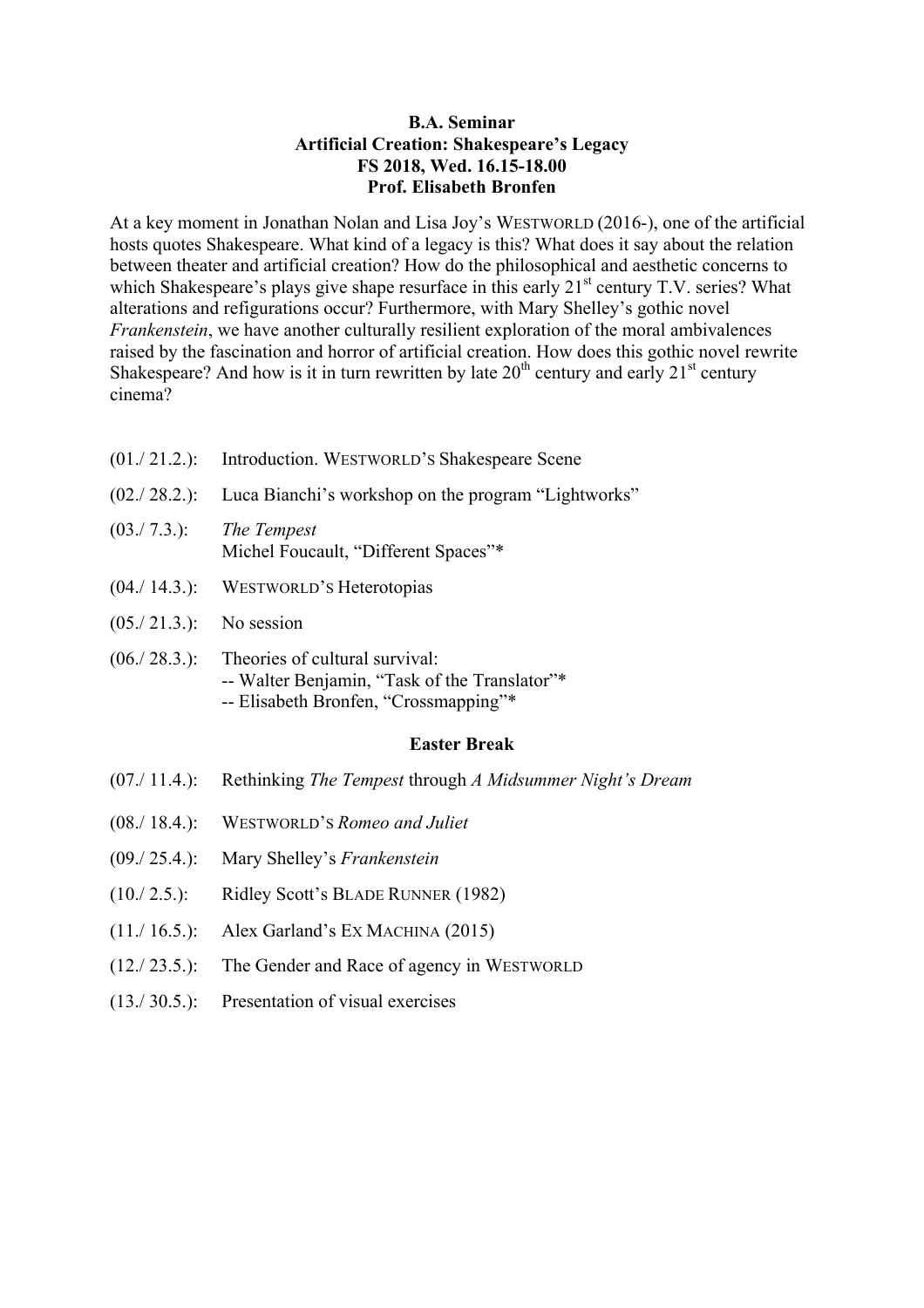**B.A. Seminar**
**Artificial Creation: Shakespeare's Legacy**
**FS 2018, Wed. 16.15-18.00**
**Prof. Elisabeth Bronfen**

At a key moment in Jonathan Nolan and Lisa Joy's WESTWORLD (2016-), one of the artificial hosts quotes Shakespeare. What kind of a legacy is this? What does it say about the relation between theater and artificial creation? How do the philosophical and aesthetic concerns to which Shakespeare's plays give shape resurface in this early 21st century T.V. series? What alterations and refigurations occur? Furthermore, with Mary Shelley's gothic novel *Frankenstein*, we have another culturally resilient exploration of the moral ambivalences raised by the fascination and horror of artificial creation. How does this gothic novel rewrite Shakespeare? And how is it in turn rewritten by late 20th century and early 21st century cinema?

(01./ 21.2.): Introduction. WESTWORLD'S Shakespeare Scene

(02./ 28.2.): Luca Bianchi's workshop on the program "Lightworks"

(03./ 7.3.): *The Tempest*
Michel Foucault, "Different Spaces"*

(04./ 14.3.): WESTWORLD'S Heterotopias

(05./ 21.3.): No session

(06./ 28.3.): Theories of cultural survival:
-- Walter Benjamin, "Task of the Translator"*
-- Elisabeth Bronfen, "Crossmapping"*

**Easter Break**

(07./ 11.4.): Rethinking *The Tempest* through *A Midsummer Night's Dream*

(08./ 18.4.): WESTWORLD'S *Romeo and Juliet*

(09./ 25.4.): Mary Shelley's *Frankenstein*

(10./ 2.5.): Ridley Scott's BLADE RUNNER (1982)

(11./ 16.5.): Alex Garland's EX MACHINA (2015)

(12./ 23.5.): The Gender and Race of agency in WESTWORLD

(13./ 30.5.): Presentation of visual exercises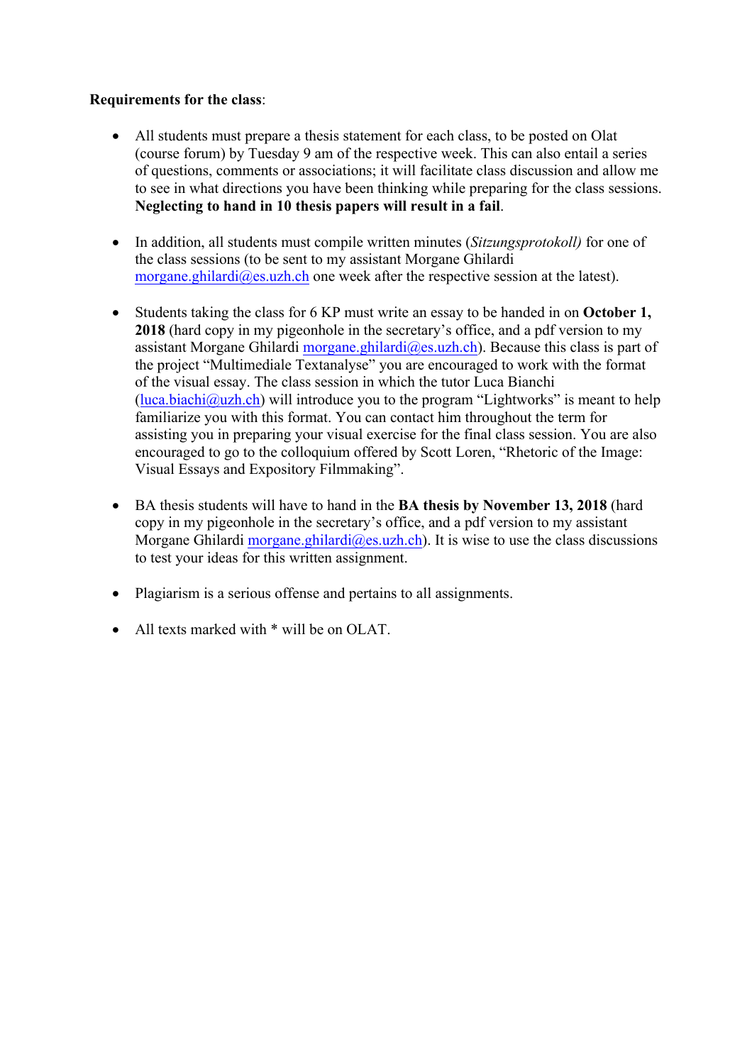**Requirements for the class**:

- All students must prepare a thesis statement for each class, to be posted on Olat (course forum) by Tuesday 9 am of the respective week. This can also entail a series of questions, comments or associations; it will facilitate class discussion and allow me to see in what directions you have been thinking while preparing for the class sessions. **Neglecting to hand in 10 thesis papers will result in a fail**.

- In addition, all students must compile written minutes (*Sitzungsprotokoll)* for one of the class sessions (to be sent to my assistant Morgane Ghilardi morgane.ghilardi@es.uzh.ch one week after the respective session at the latest).

- Students taking the class for 6 KP must write an essay to be handed in on **October 1, 2018** (hard copy in my pigeonhole in the secretary's office, and a pdf version to my assistant Morgane Ghilardi morgane.ghilardi@es.uzh.ch). Because this class is part of the project "Multimediale Textanalyse" you are encouraged to work with the format of the visual essay. The class session in which the tutor Luca Bianchi (luca.biachi@uzh.ch) will introduce you to the program "Lightworks" is meant to help familiarize you with this format. You can contact him throughout the term for assisting you in preparing your visual exercise for the final class session. You are also encouraged to go to the colloquium offered by Scott Loren, "Rhetoric of the Image: Visual Essays and Expository Filmmaking".

- BA thesis students will have to hand in the **BA thesis by November 13, 2018** (hard copy in my pigeonhole in the secretary's office, and a pdf version to my assistant Morgane Ghilardi morgane.ghilardi@es.uzh.ch). It is wise to use the class discussions to test your ideas for this written assignment.

- Plagiarism is a serious offense and pertains to all assignments.

- All texts marked with * will be on OLAT.